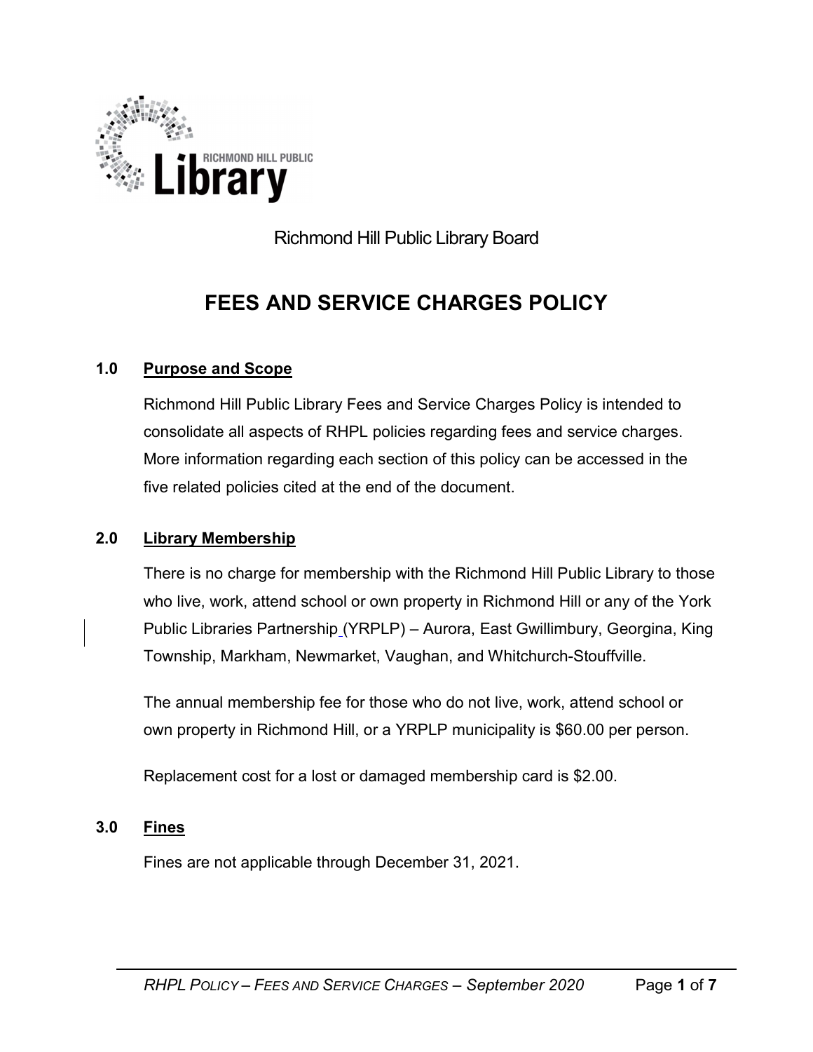Richmond Hill Public Library Board

# FEES AND SERVICE CHARGES POLICY

## 1.0 Purpose and Scope

Richmond Hill Public Library Fees and Service Charges Policy is intended to consolidate all aspects of RHPL policies regarding fees and service charges. More information regarding each section of this policy can be accessed in the five related policies cited at the end of the document.

## 2.0 Library Membership

There is no charge for membership with the Richmond Hill Public Library to those who live, work, attend school or own property in Richmond Hill or any of the York Public Libraries Partnership (YRPLP) – Aurora, East Gwillimbury, Georgina, King Township, Markham, Newmarket, Vaughan, and Whitchurch-Stouffville.

The annual membership fee for those who do not live, work, attend school or own property in Richmond Hill, or a YRPLP municipality is $60.00 per person.

Replacement cost for a lost or damaged membership card is $2.00.

## 3.0 Fines

Fines are not applicable through December 31, 2021.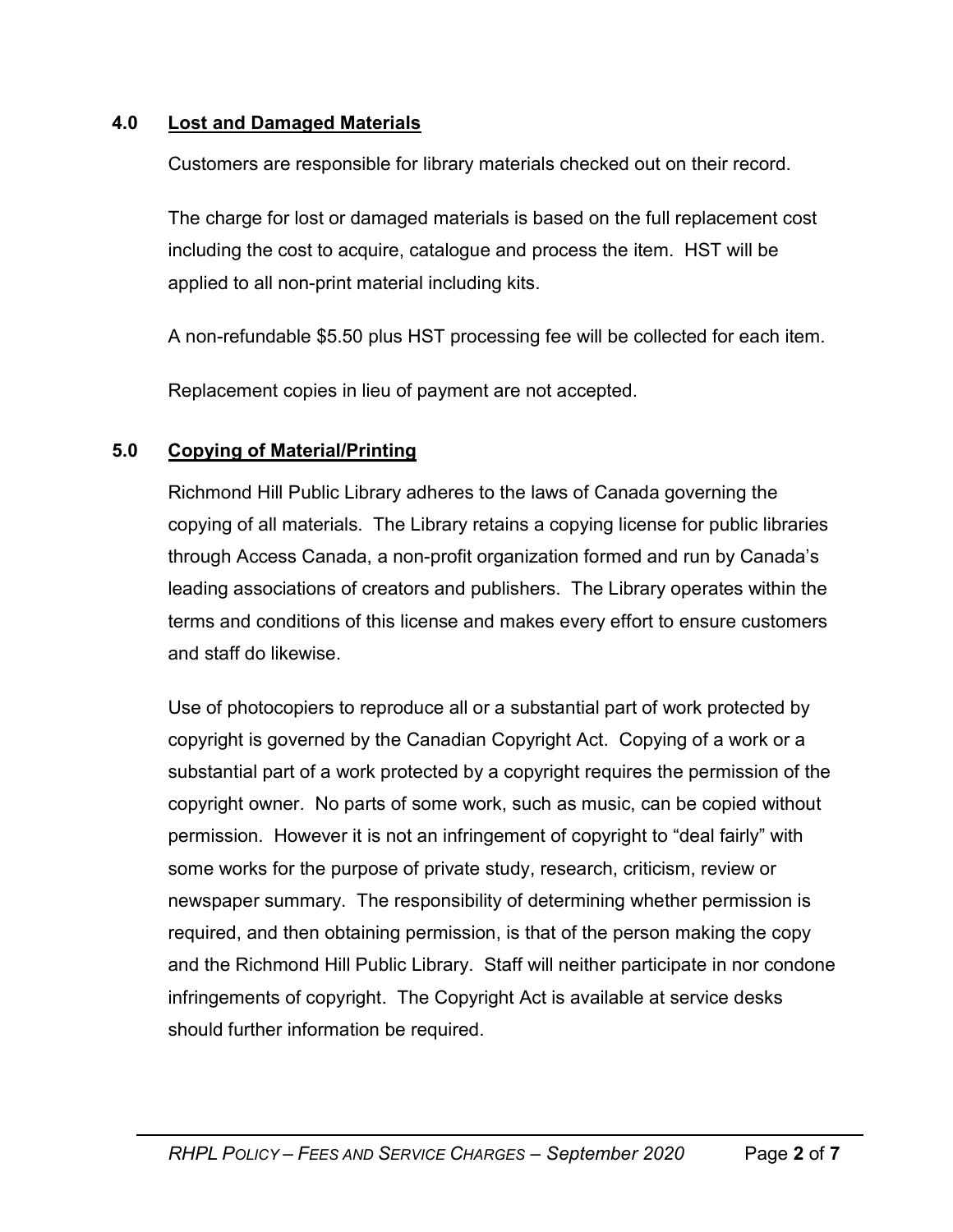## 4.0 Lost and Damaged Materials

Customers are responsible for library materials checked out on their record.

The charge for lost or damaged materials is based on the full replacement cost including the cost to acquire, catalogue and process the item. HST will be applied to all non-print material including kits.

A non-refundable $5.50 plus HST processing fee will be collected for each item.

Replacement copies in lieu of payment are not accepted.

## 5.0 Copying of Material/Printing

Richmond Hill Public Library adheres to the laws of Canada governing the copying of all materials. The Library retains a copying license for public libraries through Access Canada, a non-profit organization formed and run by Canada's leading associations of creators and publishers. The Library operates within the terms and conditions of this license and makes every effort to ensure customers and staff do likewise.

Use of photocopiers to reproduce all or a substantial part of work protected by copyright is governed by the Canadian Copyright Act. Copying of a work or a substantial part of a work protected by a copyright requires the permission of the copyright owner. No parts of some work, such as music, can be copied without permission. However it is not an infringement of copyright to "deal fairly" with some works for the purpose of private study, research, criticism, review or newspaper summary. The responsibility of determining whether permission is required, and then obtaining permission, is that of the person making the copy and the Richmond Hill Public Library. Staff will neither participate in nor condone infringements of copyright. The Copyright Act is available at service desks should further information be required.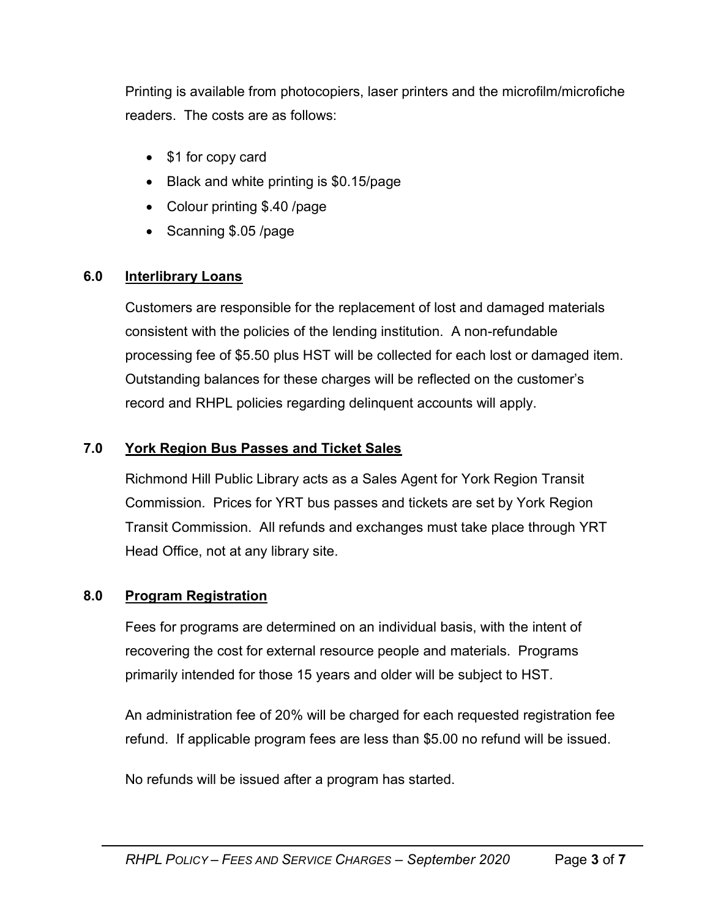Printing is available from photocopiers, laser printers and the microfilm/microfiche readers. The costs are as follows:

- $1 for copy card
- Black and white printing is $0.15/page
- Colour printing $.40 /page
- Scanning $.05 /page

## 6.0 Interlibrary Loans

Customers are responsible for the replacement of lost and damaged materials consistent with the policies of the lending institution. A non-refundable processing fee of $5.50 plus HST will be collected for each lost or damaged item. Outstanding balances for these charges will be reflected on the customer's record and RHPL policies regarding delinquent accounts will apply.

## 7.0 York Region Bus Passes and Ticket Sales

Richmond Hill Public Library acts as a Sales Agent for York Region Transit Commission. Prices for YRT bus passes and tickets are set by York Region Transit Commission. All refunds and exchanges must take place through YRT Head Office, not at any library site.

## 8.0 Program Registration

Fees for programs are determined on an individual basis, with the intent of recovering the cost for external resource people and materials. Programs primarily intended for those 15 years and older will be subject to HST.

An administration fee of 20% will be charged for each requested registration fee refund. If applicable program fees are less than $5.00 no refund will be issued.

No refunds will be issued after a program has started.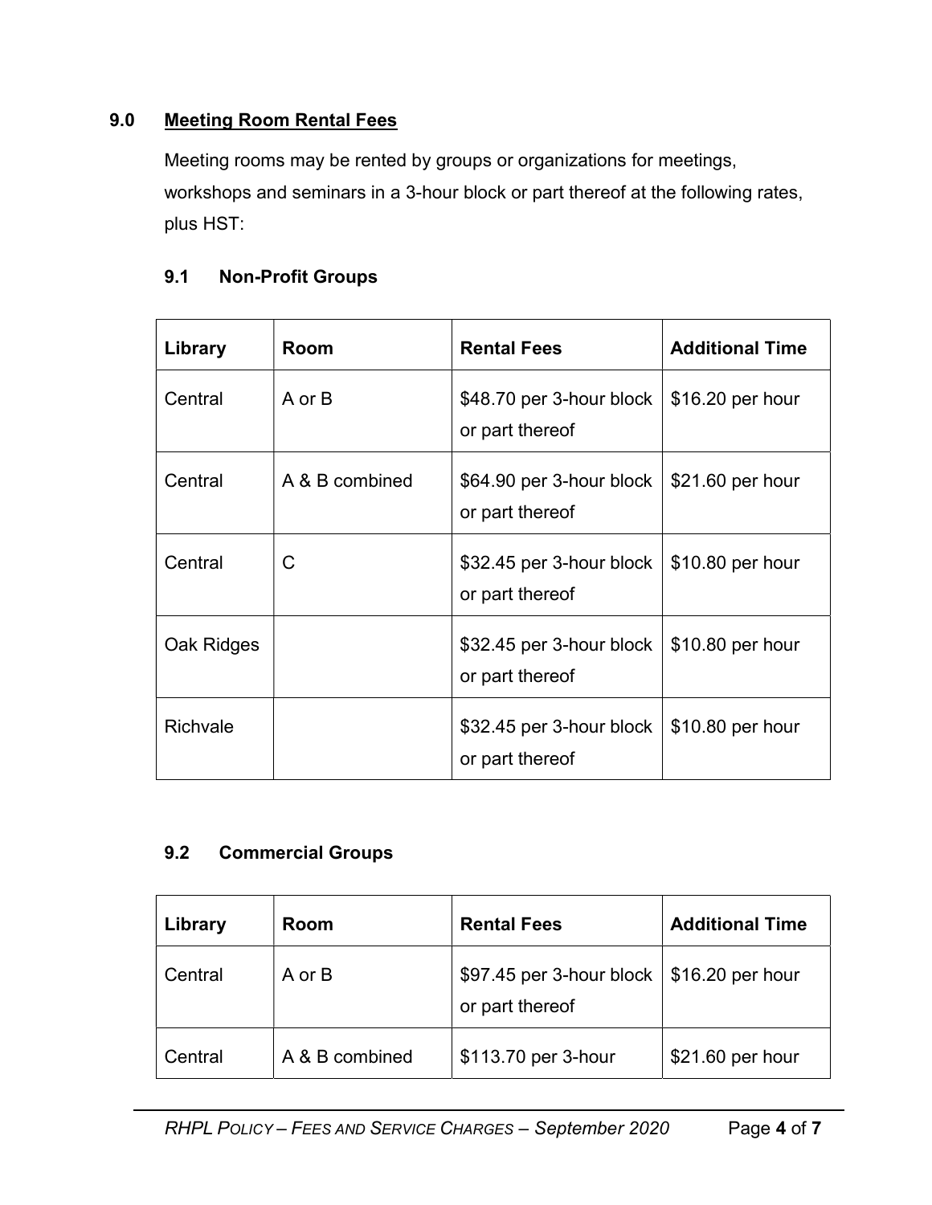## 9.0 Meeting Room Rental Fees

Meeting rooms may be rented by groups or organizations for meetings, workshops and seminars in a 3-hour block or part thereof at the following rates, plus HST:

### 9.1 Non-Profit Groups

| Library | Room | Rental Fees | Additional Time |
|---|---|---|---|
| Central | A or B | $48.70 per 3-hour block or part thereof | $16.20 per hour |
| Central | A & B combined | $64.90 per 3-hour block or part thereof | $21.60 per hour |
| Central | C | $32.45 per 3-hour block or part thereof | $10.80 per hour |
| Oak Ridges | | $32.45 per 3-hour block or part thereof | $10.80 per hour |
| Richvale | | $32.45 per 3-hour block or part thereof | $10.80 per hour |

### 9.2 Commercial Groups

| Library | Room | Rental Fees | Additional Time |
|---|---|---|---|
| Central | A or B | $97.45 per 3-hour block or part thereof | $16.20 per hour |
| Central | A & B combined | $113.70 per 3-hour | $21.60 per hour |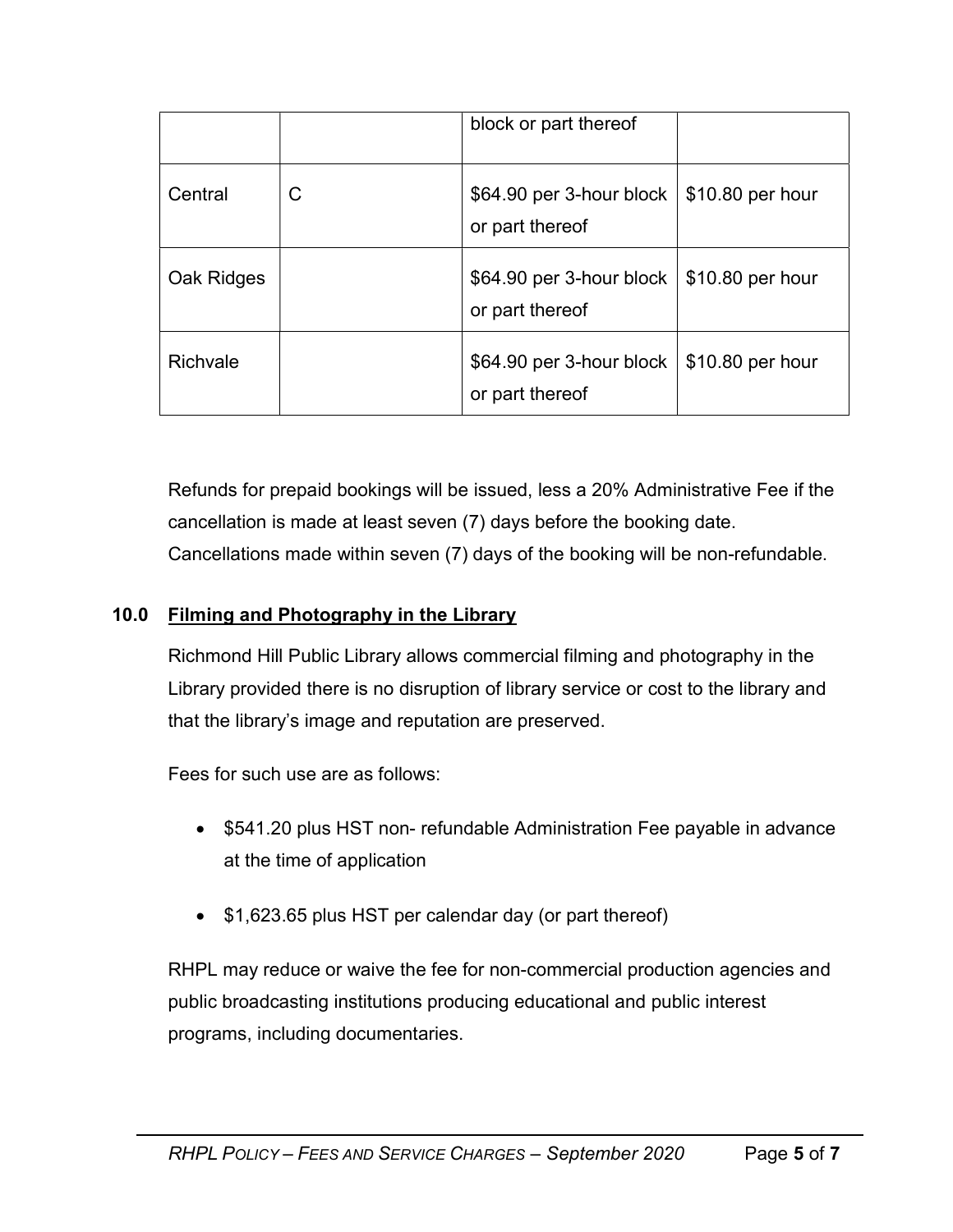| | | | |
|---|---|---|---|
| | | block or part thereof | |
| Central | C | $64.90 per 3-hour block or part thereof | $10.80 per hour |
| Oak Ridges | | $64.90 per 3-hour block or part thereof | $10.80 per hour |
| Richvale | | $64.90 per 3-hour block or part thereof | $10.80 per hour |

Refunds for prepaid bookings will be issued, less a 20% Administrative Fee if the cancellation is made at least seven (7) days before the booking date. Cancellations made within seven (7) days of the booking will be non-refundable.

## 10.0 Filming and Photography in the Library

Richmond Hill Public Library allows commercial filming and photography in the Library provided there is no disruption of library service or cost to the library and that the library's image and reputation are preserved.

Fees for such use are as follows:

- $541.20 plus HST non- refundable Administration Fee payable in advance at the time of application
- $1,623.65 plus HST per calendar day (or part thereof)

RHPL may reduce or waive the fee for non-commercial production agencies and public broadcasting institutions producing educational and public interest programs, including documentaries.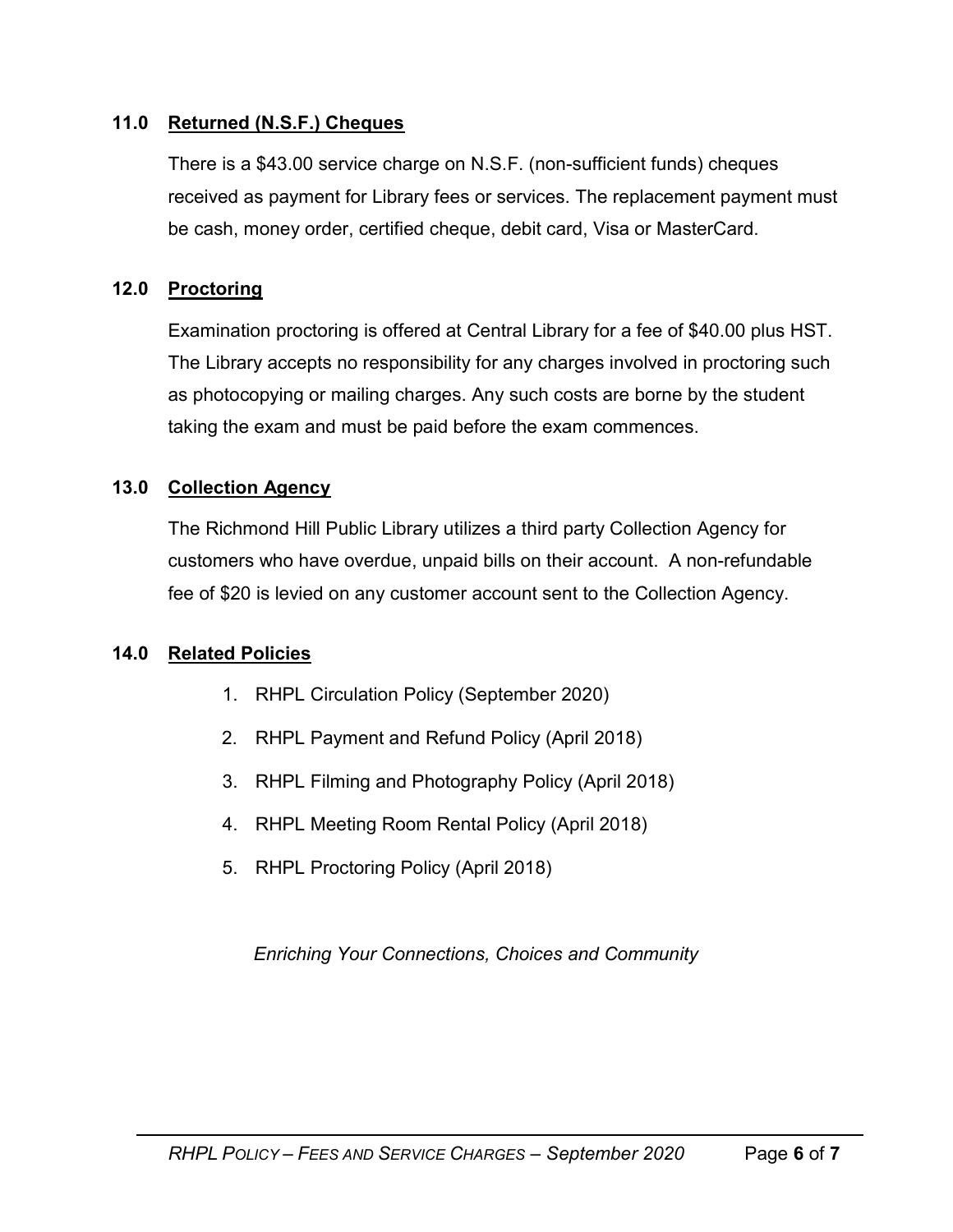## 11.0 Returned (N.S.F.) Cheques

There is a $43.00 service charge on N.S.F. (non-sufficient funds) cheques received as payment for Library fees or services. The replacement payment must be cash, money order, certified cheque, debit card, Visa or MasterCard.

## 12.0 Proctoring

Examination proctoring is offered at Central Library for a fee of $40.00 plus HST. The Library accepts no responsibility for any charges involved in proctoring such as photocopying or mailing charges. Any such costs are borne by the student taking the exam and must be paid before the exam commences.

## 13.0 Collection Agency

The Richmond Hill Public Library utilizes a third party Collection Agency for customers who have overdue, unpaid bills on their account. A non-refundable fee of $20 is levied on any customer account sent to the Collection Agency.

## 14.0 Related Policies

1. RHPL Circulation Policy (September 2020)
2. RHPL Payment and Refund Policy (April 2018)
3. RHPL Filming and Photography Policy (April 2018)
4. RHPL Meeting Room Rental Policy (April 2018)
5. RHPL Proctoring Policy (April 2018)

*Enriching Your Connections, Choices and Community*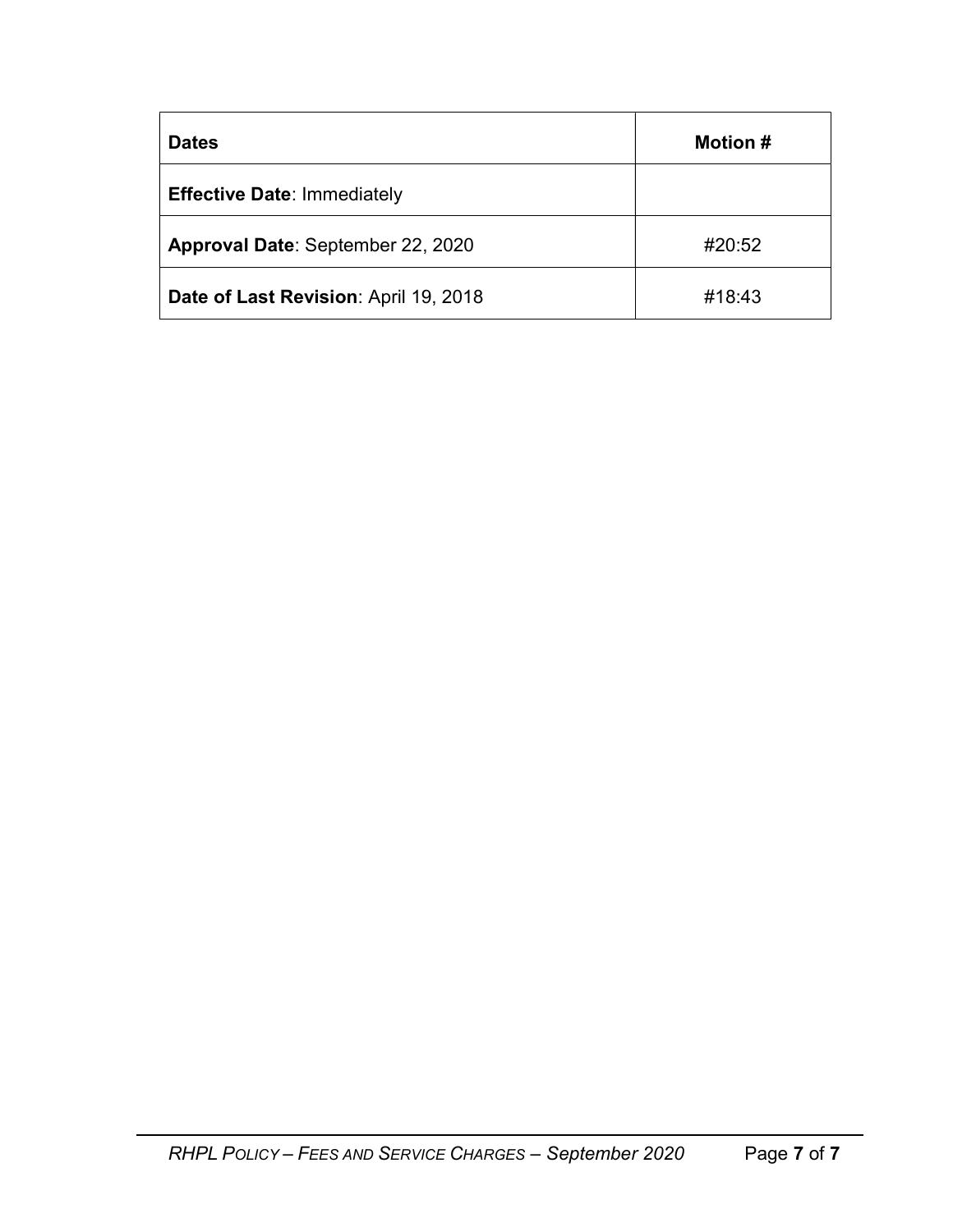| **Dates** | **Motion #** |
|---|---|
| **Effective Date**: Immediately | |
| **Approval Date**: September 22, 2020 | #20:52 |
| **Date of Last Revision**: April 19, 2018 | #18:43 |